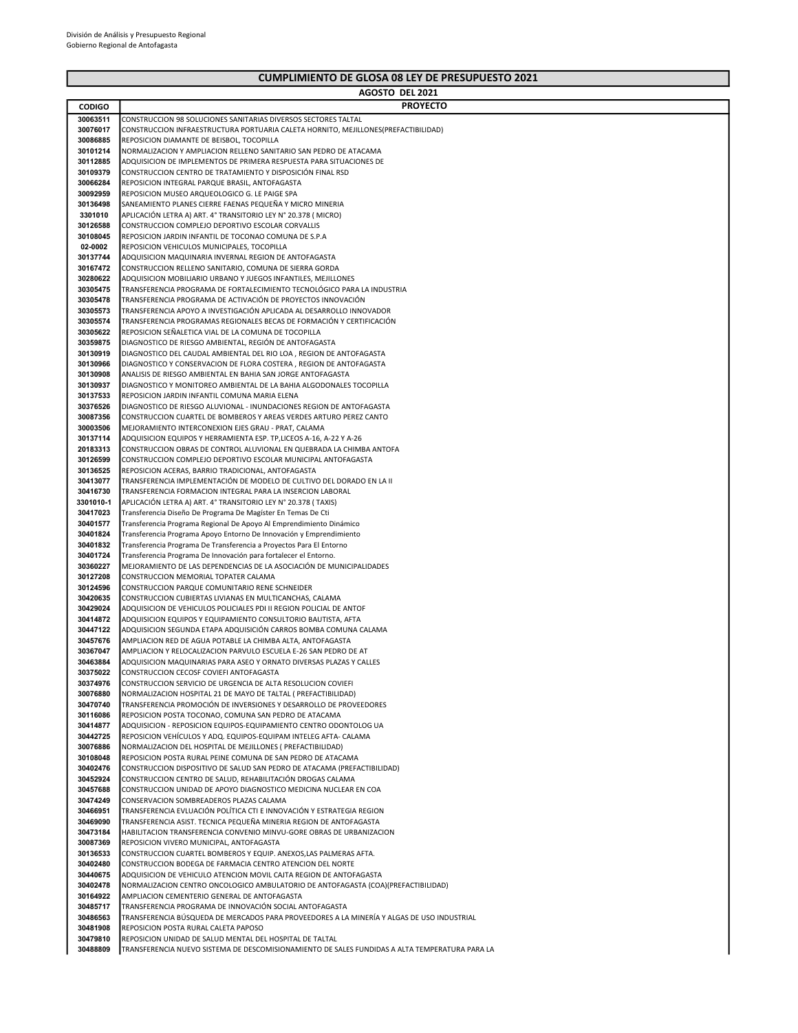División de Análisis y Presupuesto Regional
Gobierno Regional de Antofagasta

## CUMPLIMIENTO DE GLOSA 08 LEY DE PRESUPUESTO 2021

### AGOSTO DEL 2021

| CODIGO | PROYECTO |
|---|---|
| 30063511 | CONSTRUCCION 98 SOLUCIONES SANITARIAS DIVERSOS SECTORES TALTAL |
| 30076017 | CONSTRUCCION INFRAESTRUCTURA PORTUARIA CALETA HORNITO, MEJILLONES(PREFACTIBILIDAD) |
| 30086885 | REPOSICION DIAMANTE DE BEISBOL, TOCOPILLA |
| 30101214 | NORMALIZACION Y AMPLIACION RELLENO SANITARIO SAN PEDRO DE ATACAMA |
| 30112885 | ADQUISICION DE IMPLEMENTOS DE PRIMERA RESPUESTA PARA SITUACIONES DE |
| 30109379 | CONSTRUCCION CENTRO DE TRATAMIENTO Y DISPOSICIÓN FINAL RSD |
| 30066284 | REPOSICION INTEGRAL PARQUE BRASIL, ANTOFAGASTA |
| 30092959 | REPOSICION MUSEO ARQUEOLOGICO G. LE PAIGE SPA |
| 30136498 | SANEAMIENTO PLANES CIERRE FAENAS PEQUEÑA Y MICRO MINERIA |
| 3301010 | APLICACIÓN LETRA A) ART. 4° TRANSITORIO LEY N° 20.378 ( MICRO) |
| 30126588 | CONSTRUCCION COMPLEJO DEPORTIVO ESCOLAR CORVALLIS |
| 30108045 | REPOSICION JARDIN INFANTIL DE TOCONAO COMUNA DE S.P.A |
| 02-0002 | REPOSICION VEHICULOS MUNICIPALES, TOCOPILLA |
| 30137744 | ADQUISICION MAQUINARIA INVERNAL REGION DE ANTOFAGASTA |
| 30167472 | CONSTRUCCION RELLENO SANITARIO, COMUNA DE SIERRA GORDA |
| 30280622 | ADQUISICION MOBILIARIO URBANO Y JUEGOS INFANTILES, MEJILLONES |
| 30305475 | TRANSFERENCIA PROGRAMA DE FORTALECIMIENTO TECNOLÓGICO PARA LA INDUSTRIA |
| 30305478 | TRANSFERENCIA PROGRAMA DE ACTIVACIÓN DE PROYECTOS INNOVACIÓN |
| 30305573 | TRANSFERENCIA APOYO A INVESTIGACIÓN APLICADA AL DESARROLLO INNOVADOR |
| 30305574 | TRANSFERENCIA PROGRAMAS REGIONALES BECAS DE FORMACIÓN Y CERTIFICACIÓN |
| 30305622 | REPOSICION SEÑALETICA VIAL DE LA COMUNA DE TOCOPILLA |
| 30359875 | DIAGNOSTICO DE RIESGO AMBIENTAL, REGIÓN DE ANTOFAGASTA |
| 30130919 | DIAGNOSTICO DEL CAUDAL AMBIENTAL DEL RIO LOA , REGION DE ANTOFAGASTA |
| 30130966 | DIAGNOSTICO Y CONSERVACION DE FLORA COSTERA , REGION DE ANTOFAGASTA |
| 30130908 | ANALISIS DE RIESGO AMBIENTAL EN BAHIA SAN JORGE ANTOFAGASTA |
| 30130937 | DIAGNOSTICO Y MONITOREO AMBIENTAL DE LA BAHIA ALGODONALES TOCOPILLA |
| 30137533 | REPOSICION JARDIN INFANTIL COMUNA MARIA ELENA |
| 30376526 | DIAGNOSTICO DE RIESGO ALUVIONAL - INUNDACIONES REGION DE ANTOFAGASTA |
| 30087356 | CONSTRUCCION CUARTEL DE BOMBEROS Y AREAS VERDES ARTURO PEREZ CANTO |
| 30003506 | MEJORAMIENTO INTERCONEXION EJES GRAU - PRAT, CALAMA |
| 30137114 | ADQUISICION EQUIPOS Y HERRAMIENTA ESP. TP,LICEOS A-16, A-22 Y A-26 |
| 20183313 | CONSTRUCCION OBRAS DE CONTROL ALUVIONAL EN QUEBRADA LA CHIMBA ANTOFA |
| 30126599 | CONSTRUCCION COMPLEJO DEPORTIVO ESCOLAR MUNICIPAL ANTOFAGASTA |
| 30136525 | REPOSICION ACERAS, BARRIO TRADICIONAL, ANTOFAGASTA |
| 30413077 | TRANSFERENCIA IMPLEMENTACIÓN DE MODELO DE CULTIVO DEL DORADO EN LA II |
| 30416730 | TRANSFERENCIA FORMACION INTEGRAL PARA LA INSERCION LABORAL |
| 3301010-1 | APLICACIÓN LETRA A) ART. 4° TRANSITORIO LEY N° 20.378 ( TAXIS) |
| 30417023 | Transferencia Diseño De Programa De Magíster En Temas De Cti |
| 30401577 | Transferencia Programa Regional De Apoyo Al Emprendimiento Dinámico |
| 30401824 | Transferencia Programa Apoyo Entorno De Innovación y Emprendimiento |
| 30401832 | Transferencia Programa De Transferencia a Proyectos Para El Entorno |
| 30401724 | Transferencia Programa De Innovación para fortalecer el Entorno. |
| 30360227 | MEJORAMIENTO DE LAS DEPENDENCIAS DE LA ASOCIACIÓN DE MUNICIPALIDADES |
| 30127208 | CONSTRUCCION MEMORIAL TOPATER CALAMA |
| 30124596 | CONSTRUCCION PARQUE COMUNITARIO RENE SCHNEIDER |
| 30420635 | CONSTRUCCION CUBIERTAS LIVIANAS EN MULTICANCHAS, CALAMA |
| 30429024 | ADQUISICION DE VEHICULOS POLICIALES PDI II REGION POLICIAL DE ANTOF |
| 30414872 | ADQUISICION EQUIPOS Y EQUIPAMIENTO CONSULTORIO BAUTISTA, AFTA |
| 30447122 | ADQUISICION SEGUNDA ETAPA ADQUISICIÓN CARROS BOMBA COMUNA CALAMA |
| 30457676 | AMPLIACION RED DE AGUA POTABLE LA CHIMBA ALTA, ANTOFAGASTA |
| 30367047 | AMPLIACION Y RELOCALIZACION PARVULO ESCUELA E-26 SAN PEDRO DE AT |
| 30463884 | ADQUISICION MAQUINARIAS PARA ASEO Y ORNATO DIVERSAS PLAZAS Y CALLES |
| 30375022 | CONSTRUCCION CECOSF COVIEFI ANTOFAGASTA |
| 30374976 | CONSTRUCCION SERVICIO DE URGENCIA DE ALTA RESOLUCION COVIEFI |
| 30076880 | NORMALIZACION HOSPITAL 21 DE MAYO DE TALTAL ( PREFACTIBILIDAD) |
| 30470740 | TRANSFERENCIA PROMOCIÓN DE INVERSIONES Y DESARROLLO DE PROVEEDORES |
| 30116086 | REPOSICION POSTA TOCONAO, COMUNA SAN PEDRO DE ATACAMA |
| 30414877 | ADQUISICION - REPOSICION EQUIPOS-EQUIPAMIENTO CENTRO ODONTOLOG UA |
| 30442725 | REPOSICION VEHÍCULOS Y ADQ. EQUIPOS-EQUIPAM INTELEG AFTA- CALAMA |
| 30076886 | NORMALIZACION DEL HOSPITAL DE MEJILLONES ( PREFACTIBILIDAD) |
| 30108048 | REPOSICION POSTA RURAL PEINE COMUNA DE SAN PEDRO DE ATACAMA |
| 30402476 | CONSTRUCCION DISPOSITIVO DE SALUD SAN PEDRO DE ATACAMA (PREFACTIBILIDAD) |
| 30452924 | CONSTRUCCION CENTRO DE SALUD, REHABILITACIÓN DROGAS CALAMA |
| 30457688 | CONSTRUCCION UNIDAD DE APOYO DIAGNOSTICO MEDICINA NUCLEAR EN COA |
| 30474249 | CONSERVACION SOMBREADEROS PLAZAS CALAMA |
| 30466951 | TRANSFERENCIA EVLUACIÓN POLÍTICA CTI E INNOVACIÓN Y ESTRATEGIA REGION |
| 30469090 | TRANSFERENCIA ASIST. TECNICA PEQUEÑA MINERIA REGION DE ANTOFAGASTA |
| 30473184 | HABILITACION TRANSFERENCIA CONVENIO MINVU-GORE OBRAS DE URBANIZACION |
| 30087369 | REPOSICION VIVERO MUNICIPAL, ANTOFAGASTA |
| 30136533 | CONSTRUCCION CUARTEL BOMBEROS Y EQUIP. ANEXOS,LAS PALMERAS AFTA. |
| 30402480 | CONSTRUCCION BODEGA DE FARMACIA CENTRO ATENCION DEL NORTE |
| 30440675 | ADQUISICION DE VEHICULO ATENCION MOVIL CAJTA REGION DE ANTOFAGASTA |
| 30402478 | NORMALIZACION CENTRO ONCOLOGICO AMBULATORIO DE ANTOFAGASTA (COA)(PREFACTIBILIDAD) |
| 30164922 | AMPLIACION CEMENTERIO GENERAL DE ANTOFAGASTA |
| 30485717 | TRANSFERENCIA PROGRAMA DE INNOVACIÓN SOCIAL ANTOFAGASTA |
| 30486563 | TRANSFERENCIA BÚSQUEDA DE MERCADOS PARA PROVEEDORES A LA MINERÍA Y ALGAS DE USO INDUSTRIAL |
| 30481908 | REPOSICION POSTA RURAL CALETA PAPOSO |
| 30479810 | REPOSICION UNIDAD DE SALUD MENTAL DEL HOSPITAL DE TALTAL |
| 30488809 | TRANSFERENCIA NUEVO SISTEMA DE DESCOMISIONAMIENTO DE SALES FUNDIDAS A ALTA TEMPERATURA PARA LA |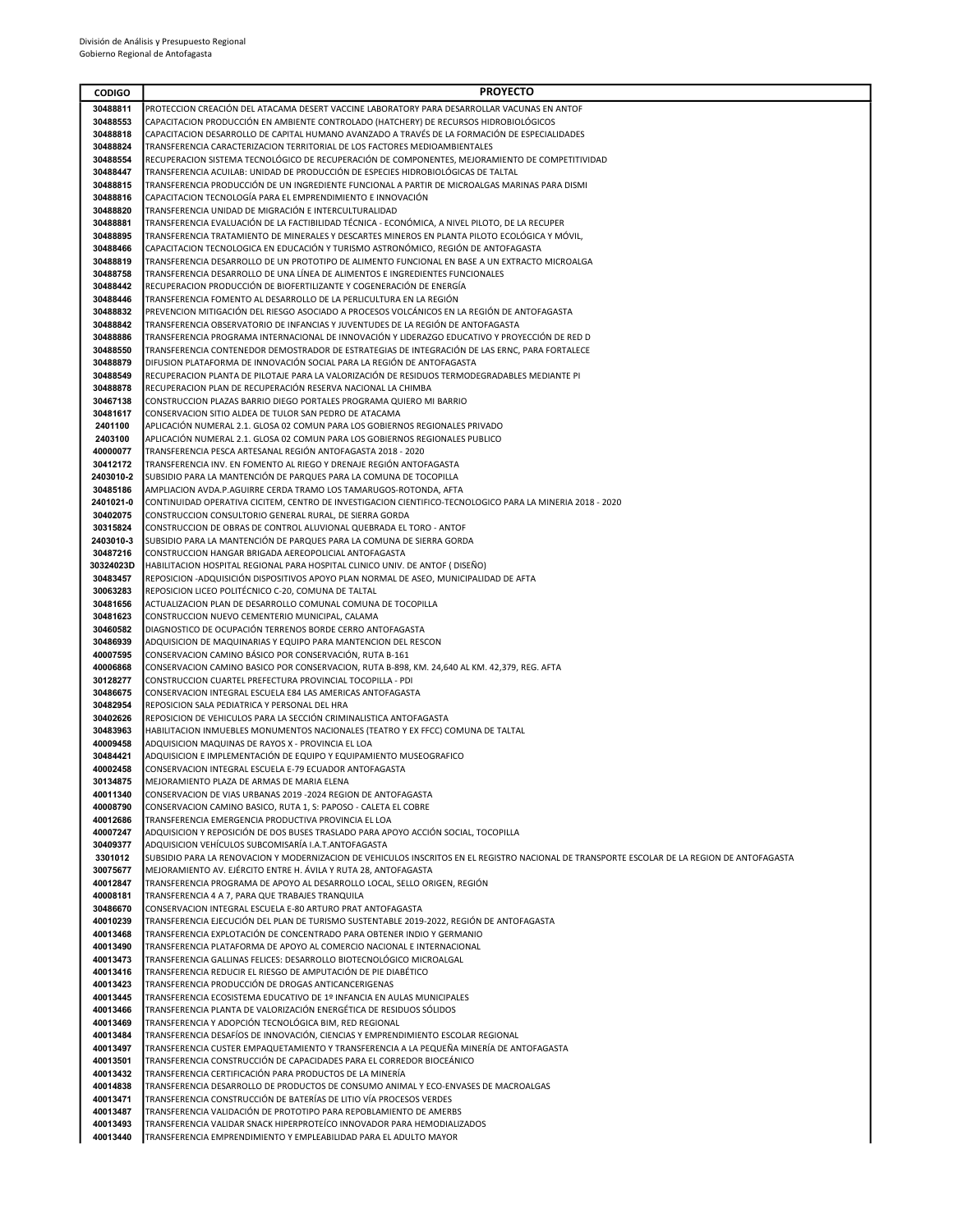| CODIGO | PROYECTO |
|---|---|
| 30488811 | PROTECCION CREACIÓN DEL ATACAMA DESERT VACCINE LABORATORY PARA DESARROLLAR VACUNAS EN ANTOF |
| 30488553 | CAPACITACION PRODUCCIÓN EN AMBIENTE CONTROLADO (HATCHERY) DE RECURSOS HIDROBIOLÓGICOS |
| 30488818 | CAPACITACION DESARROLLO DE CAPITAL HUMANO AVANZADO A TRAVÉS DE LA FORMACIÓN DE ESPECIALIDADES |
| 30488824 | TRANSFERENCIA CARACTERIZACION TERRITORIAL DE LOS FACTORES MEDIOAMBIENTALES |
| 30488554 | RECUPERACION SISTEMA TECNOLÓGICO DE RECUPERACIÓN DE COMPONENTES, MEJORAMIENTO DE COMPETITIVIDAD |
| 30488447 | TRANSFERENCIA ACUILAB: UNIDAD DE PRODUCCIÓN DE ESPECIES HIDROBIOLÓGICAS DE TALTAL |
| 30488815 | TRANSFERENCIA PRODUCCIÓN DE UN INGREDIENTE FUNCIONAL A PARTIR DE MICROALGAS MARINAS PARA DISMI |
| 30488816 | CAPACITACION TECNOLOGÍA PARA EL EMPRENDIMIENTO E INNOVACIÓN |
| 30488820 | TRANSFERENCIA UNIDAD DE MIGRACIÓN E INTERCULTURALIDAD |
| 30488881 | TRANSFERENCIA EVALUACIÓN DE LA FACTIBILIDAD TÉCNICA - ECONÓMICA, A NIVEL PILOTO, DE LA RECUPER |
| 30488895 | TRANSFERENCIA TRATAMIENTO DE MINERALES Y DESCARTES MINEROS EN PLANTA PILOTO ECOLÓGICA Y MÓVIL, |
| 30488466 | CAPACITACION TECNOLOGICA EN EDUCACIÓN Y TURISMO ASTRONÓMICO, REGIÓN DE ANTOFAGASTA |
| 30488819 | TRANSFERENCIA DESARROLLO DE UN PROTOTIPO DE ALIMENTO FUNCIONAL EN BASE A UN EXTRACTO MICROALGA |
| 30488758 | TRANSFERENCIA DESARROLLO DE UNA LÍNEA DE ALIMENTOS E INGREDIENTES FUNCIONALES |
| 30488442 | RECUPERACION PRODUCCIÓN DE BIOFERTILIZANTE Y COGENERACIÓN DE ENERGÍA |
| 30488446 | TRANSFERENCIA FOMENTO AL DESARROLLO DE LA PERLICULTURA EN LA REGIÓN |
| 30488832 | PREVENCION MITIGACIÓN DEL RIESGO ASOCIADO A PROCESOS VOLCÁNICOS EN LA REGIÓN DE ANTOFAGASTA |
| 30488842 | TRANSFERENCIA OBSERVATORIO DE INFANCIAS Y JUVENTUDES DE LA REGIÓN DE ANTOFAGASTA |
| 30488886 | TRANSFERENCIA PROGRAMA INTERNACIONAL DE INNOVACIÓN Y LIDERAZGO EDUCATIVO Y PROYECCIÓN DE RED D |
| 30488550 | TRANSFERENCIA CONTENEDOR DEMOSTRADOR DE ESTRATEGIAS DE INTEGRACIÓN DE LAS ERNC, PARA FORTALECE |
| 30488879 | DIFUSION PLATAFORMA DE INNOVACIÓN SOCIAL PARA LA REGIÓN DE ANTOFAGASTA |
| 30488549 | RECUPERACION PLANTA DE PILOTAJE PARA LA VALORIZACIÓN DE RESIDUOS TERMODEGRADABLES MEDIANTE PI |
| 30488878 | RECUPERACION PLAN DE RECUPERACIÓN RESERVA NACIONAL LA CHIMBA |
| 30467138 | CONSTRUCCION PLAZAS BARRIO DIEGO PORTALES PROGRAMA QUIERO MI BARRIO |
| 30481617 | CONSERVACION SITIO ALDEA DE TULOR SAN PEDRO DE ATACAMA |
| 2401100 | APLICACIÓN NUMERAL 2.1. GLOSA 02 COMUN PARA LOS GOBIERNOS REGIONALES PRIVADO |
| 2403100 | APLICACIÓN NUMERAL 2.1. GLOSA 02 COMUN PARA LOS GOBIERNOS REGIONALES PUBLICO |
| 40000077 | TRANSFERENCIA PESCA ARTESANAL REGIÓN ANTOFAGASTA 2018 - 2020 |
| 30412172 | TRANSFERENCIA INV. EN FOMENTO AL RIEGO Y DRENAJE REGIÓN ANTOFAGASTA |
| 2403010-2 | SUBSIDIO PARA LA MANTENCIÓN DE PARQUES PARA LA COMUNA DE TOCOPILLA |
| 30485186 | AMPLIACION AVDA.P.AGUIRRE CERDA TRAMO LOS TAMARUGOS-ROTONDA, AFTA |
| 2401021-0 | CONTINUIDAD OPERATIVA CICITEM, CENTRO DE INVESTIGACION CIENTIFICO-TECNOLOGICO PARA LA MINERIA 2018 - 2020 |
| 30402075 | CONSTRUCCION CONSULTORIO GENERAL RURAL, DE SIERRA GORDA |
| 30315824 | CONSTRUCCION DE OBRAS DE CONTROL ALUVIONAL QUEBRADA EL TORO - ANTOF |
| 2403010-3 | SUBSIDIO PARA LA MANTENCIÓN DE PARQUES PARA LA COMUNA DE SIERRA GORDA |
| 30487216 | CONSTRUCCION HANGAR BRIGADA AEREOPOLICIAL ANTOFAGASTA |
| 30324023D | HABILITACION HOSPITAL REGIONAL PARA HOSPITAL CLINICO UNIV. DE ANTOF ( DISEÑO) |
| 30483457 | REPOSICION -ADQUISICIÓN DISPOSITIVOS APOYO PLAN NORMAL DE ASEO, MUNICIPALIDAD DE AFTA |
| 30063283 | REPOSICION LICEO POLITÉCNICO C-20, COMUNA DE TALTAL |
| 30481656 | ACTUALIZACION PLAN DE DESARROLLO COMUNAL COMUNA DE TOCOPILLA |
| 30481623 | CONSTRUCCION NUEVO CEMENTERIO MUNICIPAL, CALAMA |
| 30460582 | DIAGNOSTICO DE OCUPACIÓN TERRENOS BORDE CERRO ANTOFAGASTA |
| 30486939 | ADQUISICION DE MAQUINARIAS Y EQUIPO PARA MANTENCION DEL RESCON |
| 40007595 | CONSERVACION CAMINO BÁSICO POR CONSERVACIÓN, RUTA B-161 |
| 40006868 | CONSERVACION CAMINO BASICO POR CONSERVACION, RUTA B-898, KM. 24,640 AL KM. 42,379, REG. AFTA |
| 30128277 | CONSTRUCCION CUARTEL PREFECTURA PROVINCIAL TOCOPILLA - PDI |
| 30486675 | CONSERVACION INTEGRAL ESCUELA E84 LAS AMERICAS ANTOFAGASTA |
| 30482954 | REPOSICION SALA PEDIATRICA Y PERSONAL DEL HRA |
| 30402626 | REPOSICION DE VEHICULOS PARA LA SECCIÓN CRIMINALISTICA ANTOFAGASTA |
| 30483963 | HABILITACION INMUEBLES MONUMENTOS NACIONALES (TEATRO Y EX FFCC) COMUNA DE TALTAL |
| 40009458 | ADQUISICION MAQUINAS DE RAYOS X - PROVINCIA EL LOA |
| 30484421 | ADQUISICION E IMPLEMENTACIÓN DE EQUIPO Y EQUIPAMIENTO MUSEOGRAFICO |
| 40002458 | CONSERVACION INTEGRAL ESCUELA E-79 ECUADOR ANTOFAGASTA |
| 30134875 | MEJORAMIENTO PLAZA DE ARMAS DE MARIA ELENA |
| 40011340 | CONSERVACION DE VIAS URBANAS 2019 -2024 REGION DE ANTOFAGASTA |
| 40008790 | CONSERVACION CAMINO BASICO, RUTA 1, S: PAPOSO - CALETA EL COBRE |
| 40012686 | TRANSFERENCIA EMERGENCIA PRODUCTIVA PROVINCIA EL LOA |
| 40007247 | ADQUISICION Y REPOSICIÓN DE DOS BUSES TRASLADO PARA APOYO ACCIÓN SOCIAL, TOCOPILLA |
| 30409377 | ADQUISICION VEHÍCULOS SUBCOMISARÍA I.A.T.ANTOFAGASTA |
| 3301012 | SUBSIDIO PARA LA RENOVACION Y MODERNIZACION DE VEHICULOS INSCRITOS EN EL REGISTRO NACIONAL DE TRANSPORTE ESCOLAR DE LA REGION DE ANTOFAGASTA |
| 30075677 | MEJORAMIENTO AV. EJÉRCITO ENTRE H. ÁVILA Y RUTA 28, ANTOFAGASTA |
| 40012847 | TRANSFERENCIA PROGRAMA DE APOYO AL DESARROLLO LOCAL, SELLO ORIGEN, REGIÓN |
| 40008181 | TRANSFERENCIA 4 A 7, PARA QUE TRABAJES TRANQUILA |
| 30486670 | CONSERVACION INTEGRAL ESCUELA E-80 ARTURO PRAT ANTOFAGASTA |
| 40010239 | TRANSFERENCIA EJECUCIÓN DEL PLAN DE TURISMO SUSTENTABLE 2019-2022, REGIÓN DE ANTOFAGASTA |
| 40013468 | TRANSFERENCIA EXPLOTACIÓN DE CONCENTRADO PARA OBTENER INDIO Y GERMANIO |
| 40013490 | TRANSFERENCIA PLATAFORMA DE APOYO AL COMERCIO NACIONAL E INTERNACIONAL |
| 40013473 | TRANSFERENCIA GALLINAS FELICES: DESARROLLO BIOTECNOLÓGICO MICROALGAL |
| 40013416 | TRANSFERENCIA REDUCIR EL RIESGO DE AMPUTACIÓN DE PIE DIABÉTICO |
| 40013423 | TRANSFERENCIA PRODUCCIÓN DE DROGAS ANTICANCERIGENAS |
| 40013445 | TRANSFERENCIA ECOSISTEMA EDUCATIVO DE 1º INFANCIA EN AULAS MUNICIPALES |
| 40013466 | TRANSFERENCIA PLANTA DE VALORIZACIÓN ENERGÉTICA DE RESIDUOS SÓLIDOS |
| 40013469 | TRANSFERENCIA Y ADOPCIÓN TECNOLÓGICA BIM, RED REGIONAL |
| 40013484 | TRANSFERENCIA DESAFÍOS DE INNOVACIÓN, CIENCIAS Y EMPRENDIMIENTO ESCOLAR REGIONAL |
| 40013497 | TRANSFERENCIA CUSTER EMPAQUETAMIENTO Y TRANSFERENCIA A LA PEQUEÑA MINERÍA DE ANTOFAGASTA |
| 40013501 | TRANSFERENCIA CONSTRUCCIÓN DE CAPACIDADES PARA EL CORREDOR BIOCEÁNICO |
| 40013432 | TRANSFERENCIA CERTIFICACIÓN PARA PRODUCTOS DE LA MINERÍA |
| 40014838 | TRANSFERENCIA DESARROLLO DE PRODUCTOS DE CONSUMO ANIMAL Y ECO-ENVASES DE MACROALGAS |
| 40013471 | TRANSFERENCIA CONSTRUCCIÓN DE BATERÍAS DE LITIO VÍA PROCESOS VERDES |
| 40013487 | TRANSFERENCIA VALIDACIÓN DE PROTOTIPO PARA REPOBLAMIENTO DE AMERBS |
| 40013493 | TRANSFERENCIA VALIDAR SNACK HIPERPROTEÍCO INNOVADOR PARA HEMODIALIZADOS |
| 40013440 | TRANSFERENCIA EMPRENDIMIENTO Y EMPLEABILIDAD PARA EL ADULTO MAYOR |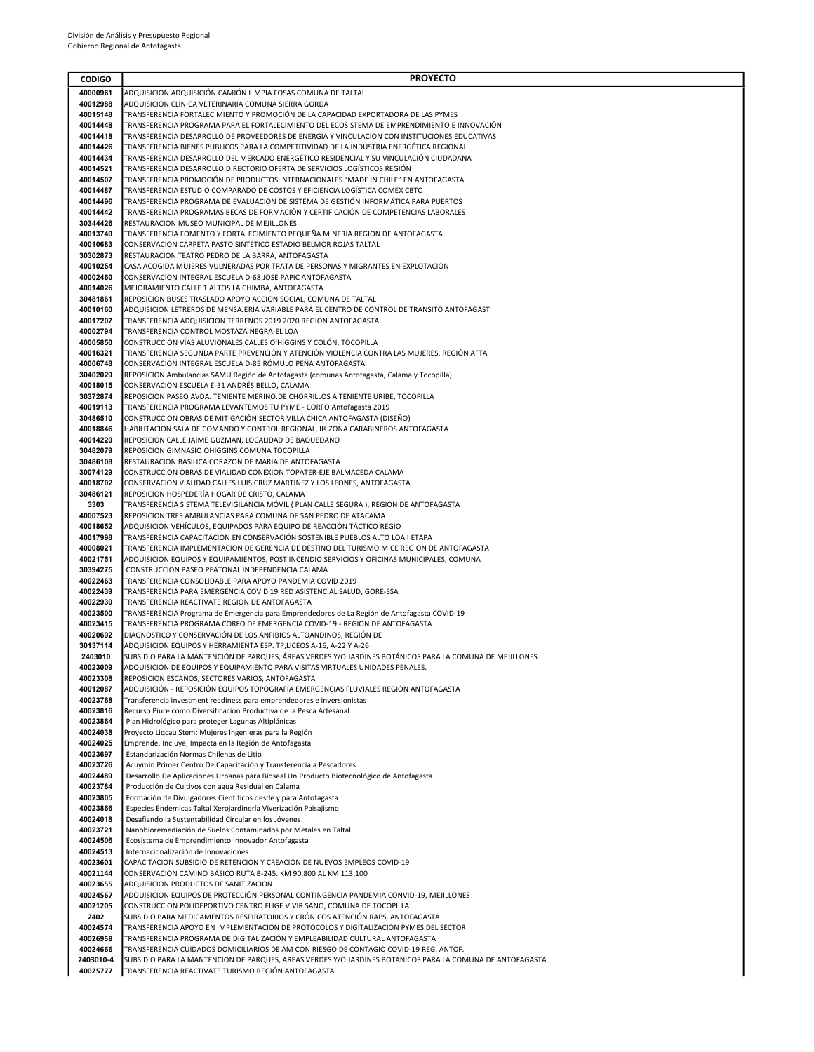| CODIGO | PROYECTO |
|---|---|
| 40000961 | ADQUISICION ADQUISICIÓN CAMIÓN LIMPIA FOSAS COMUNA DE TALTAL |
| 40012988 | ADQUISICION CLINICA VETERINARIA COMUNA SIERRA GORDA |
| 40015148 | TRANSFERENCIA FORTALECIMIENTO Y PROMOCIÓN DE LA CAPACIDAD EXPORTADORA DE LAS PYMES |
| 40014448 | TRANSFERENCIA PROGRAMA PARA EL FORTALECIMIENTO DEL ECOSISTEMA DE EMPRENDIMIENTO E INNOVACIÓN |
| 40014418 | TRANSFERENCIA DESARROLLO DE PROVEEDORES DE ENERGÍA Y VINCULACION CON INSTITUCIONES EDUCATIVAS |
| 40014426 | TRANSFERENCIA BIENES PUBLICOS PARA LA COMPETITIVIDAD DE LA INDUSTRIA ENERGÉTICA REGIONAL |
| 40014434 | TRANSFERENCIA DESARROLLO DEL MERCADO ENERGÉTICO RESIDENCIAL Y SU VINCULACIÓN CIUDADANA |
| 40014521 | TRANSFERENCIA DESARROLLO DIRECTORIO OFERTA DE SERVICIOS LOGÍSTICOS REGIÓN |
| 40014507 | TRANSFERENCIA PROMOCIÓN DE PRODUCTOS INTERNACIONALES "MADE IN CHILE" EN ANTOFAGASTA |
| 40014487 | TRANSFERENCIA ESTUDIO COMPARADO DE COSTOS Y EFICIENCIA LOGÍSTICA COMEX CBTC |
| 40014496 | TRANSFERENCIA PROGRAMA DE EVALUACIÓN DE SISTEMA DE GESTIÓN INFORMÁTICA PARA PUERTOS |
| 40014442 | TRANSFERENCIA PROGRAMAS BECAS DE FORMACIÓN Y CERTIFICACIÓN DE COMPETENCIAS LABORALES |
| 30344426 | RESTAURACION MUSEO MUNICIPAL DE MEJILLONES |
| 40013740 | TRANSFERENCIA FOMENTO Y FORTALECIMIENTO PEQUEÑA MINERIA REGION DE ANTOFAGASTA |
| 40010683 | CONSERVACION CARPETA PASTO SINTÉTICO ESTADIO BELMOR ROJAS TALTAL |
| 30302873 | RESTAURACION TEATRO PEDRO DE LA BARRA, ANTOFAGASTA |
| 40010254 | CASA ACOGIDA MUJERES VULNERADAS POR TRATA DE PERSONAS Y MIGRANTES EN EXPLOTACIÓN |
| 40002460 | CONSERVACION INTEGRAL ESCUELA D-68 JOSE PAPIC ANTOFAGASTA |
| 40014026 | MEJORAMIENTO CALLE 1 ALTOS LA CHIMBA, ANTOFAGASTA |
| 30481861 | REPOSICION BUSES TRASLADO APOYO ACCION SOCIAL, COMUNA DE TALTAL |
| 40010160 | ADQUISICION LETREROS DE MENSAJERIA VARIABLE PARA EL CENTRO DE CONTROL DE TRANSITO ANTOFAGAST |
| 40017207 | TRANSFERENCIA ADQUISICION TERRENOS 2019 2020 REGION ANTOFAGASTA |
| 40002794 | TRANSFERENCIA CONTROL MOSTAZA NEGRA-EL LOA |
| 40005850 | CONSTRUCCION VÍAS ALUVIONALES CALLES O'HIGGINS Y COLÓN, TOCOPILLA |
| 40016321 | TRANSFERENCIA SEGUNDA PARTE PREVENCIÓN Y ATENCIÓN VIOLENCIA CONTRA LAS MUJERES, REGIÓN AFTA |
| 40006748 | CONSERVACION INTEGRAL ESCUELA D-85 RÓMULO PEÑA ANTOFAGASTA |
| 30402029 | REPOSICION Ambulancias SAMU Región de Antofagasta (comunas Antofagasta, Calama y Tocopilla) |
| 40018015 | CONSERVACION ESCUELA E-31 ANDRÉS BELLO, CALAMA |
| 30372874 | REPOSICION PASEO AVDA. TENIENTE MERINO.DE CHORRILLOS A TENIENTE URIBE, TOCOPILLA |
| 40019113 | TRANSFERENCIA PROGRAMA LEVANTEMOS TU PYME - CORFO Antofagasta 2019 |
| 30486510 | CONSTRUCCION OBRAS DE MITIGACIÓN SECTOR VILLA CHICA ANTOFAGASTA (DISEÑO) |
| 40018846 | HABILITACION SALA DE COMANDO Y CONTROL REGIONAL, IIª ZONA CARABINEROS ANTOFAGASTA |
| 40014220 | REPOSICION CALLE JAIME GUZMAN, LOCALIDAD DE BAQUEDANO |
| 30482079 | REPOSICION GIMNASIO OHIGGINS COMUNA TOCOPILLA |
| 30486108 | RESTAURACION BASILICA CORAZON DE MARIA DE ANTOFAGASTA |
| 30074129 | CONSTRUCCION OBRAS DE VIALIDAD CONEXION TOPATER-EJE BALMACEDA CALAMA |
| 40018702 | CONSERVACION VIALIDAD CALLES LUIS CRUZ MARTINEZ Y LOS LEONES, ANTOFAGASTA |
| 30486121 | REPOSICION HOSPEDERÍA HOGAR DE CRISTO, CALAMA |
| 3303 | TRANSFERENCIA SISTEMA TELEVIGILANCIA MÓVIL ( PLAN CALLE SEGURA ), REGION DE ANTOFAGASTA |
| 40007523 | REPOSICION TRES AMBULANCIAS PARA COMUNA DE SAN PEDRO DE ATACAMA |
| 40018652 | ADQUISICION VEHÍCULOS, EQUIPADOS PARA EQUIPO DE REACCIÓN TÁCTICO REGIO |
| 40017998 | TRANSFERENCIA CAPACITACION EN CONSERVACIÓN SOSTENIBLE PUEBLOS ALTO LOA I ETAPA |
| 40008021 | TRANSFERENCIA IMPLEMENTACION DE GERENCIA DE DESTINO DEL TURISMO MICE REGION DE ANTOFAGASTA |
| 40021751 | ADQUISICION EQUIPOS Y EQUIPAMIENTOS, POST INCENDIO SERVICIOS Y OFICINAS MUNICIPALES, COMUNA |
| 30394275 | CONSTRUCCION PASEO PEATONAL INDEPENDENCIA CALAMA |
| 40022463 | TRANSFERENCIA CONSOLIDABLE PARA APOYO PANDEMIA COVID 2019 |
| 40022439 | TRANSFERENCIA PARA EMERGENCIA COVID 19 RED ASISTENCIAL SALUD, GORE-SSA |
| 40022930 | TRANSFERENCIA REACTIVATE REGION DE ANTOFAGASTA |
| 40023500 | TRANSFERENCIA Programa de Emergencia para Emprendedores de La Región de Antofagasta COVID-19 |
| 40023415 | TRANSFERENCIA PROGRAMA CORFO DE EMERGENCIA COVID-19 - REGION DE ANTOFAGASTA |
| 40020692 | DIAGNOSTICO Y CONSERVACIÓN DE LOS ANFIBIOS ALTOANDINOS, REGIÓN DE |
| 30137114 | ADQUISICION EQUIPOS Y HERRAMIENTA ESP. TP,LICEOS A-16, A-22 Y A-26 |
| 2403010 | SUBSIDIO PARA LA MANTENCIÓN DE PARQUES, ÁREAS VERDES Y/O JARDINES BOTÁNICOS PARA LA COMUNA DE MEJILLONES |
| 40023009 | ADQUISICION DE EQUIPOS Y EQUIPAMIENTO PARA VISITAS VIRTUALES UNIDADES PENALES, |
| 40023308 | REPOSICION ESCAÑOS, SECTORES VARIOS, ANTOFAGASTA |
| 40012087 | ADQUISICIÓN - REPOSICIÓN EQUIPOS TOPOGRAFÍA EMERGENCIAS FLUVIALES REGIÓN ANTOFAGASTA |
| 40023768 | Transferencia investment readiness para emprendedores e inversionistas |
| 40023816 | Recurso Piure como Diversificación Productiva de la Pesca Artesanal |
| 40023864 | Plan Hidrológico para proteger Lagunas Altiplánicas |
| 40024038 | Proyecto Liqcau Stem: Mujeres Ingenieras para la Región |
| 40024025 | Emprende, Incluye, Impacta en la Región de Antofagasta |
| 40023697 | Estandarización Normas Chilenas de Litio |
| 40023726 | Acuymin Primer Centro De Capacitación y Transferencia a Pescadores |
| 40024489 | Desarrollo De Aplicaciones Urbanas para Bioseal Un Producto Biotecnológico de Antofagasta |
| 40023784 | Producción de Cultivos con agua Residual en Calama |
| 40023805 | Formación de Divulgadores Científicos desde y para Antofagasta |
| 40023866 | Especies Endémicas Taltal Xerojardinería Viverización Paisajismo |
| 40024018 | Desafiando la Sustentabilidad Circular en los Jóvenes |
| 40023721 | Nanobioremediación de Suelos Contaminados por Metales en Taltal |
| 40024506 | Ecosistema de Emprendimiento Innovador Antofagasta |
| 40024513 | Internacionalización de Innovaciones |
| 40023601 | CAPACITACION SUBSIDIO DE RETENCION Y CREACIÓN DE NUEVOS EMPLEOS COVID-19 |
| 40021144 | CONSERVACION CAMINO BÁSICO RUTA B-245. KM 90,800 AL KM 113,100 |
| 40023655 | ADQUISICION PRODUCTOS DE SANITIZACION |
| 40024567 | ADQUISICION EQUIPOS DE PROTECCIÓN PERSONAL CONTINGENCIA PANDEMIA CONVID-19, MEJILLONES |
| 40021205 | CONSTRUCCION POLIDEPORTIVO CENTRO ELIGE VIVIR SANO, COMUNA DE TOCOPILLA |
| 2402 | SUBSIDIO PARA MEDICAMENTOS RESPIRATORIOS Y CRÓNICOS ATENCIÓN RAPS, ANTOFAGASTA |
| 40024574 | TRANSFERENCIA APOYO EN IMPLEMENTACIÓN DE PROTOCOLOS Y DIGITALIZACIÓN PYMES DEL SECTOR |
| 40026958 | TRANSFERENCIA PROGRAMA DE DIGITALIZACIÓN Y EMPLEABILIDAD CULTURAL ANTOFAGASTA |
| 40024666 | TRANSFERENCIA CUIDADOS DOMICILIARIOS DE AM CON RIESGO DE CONTAGIO COVID-19 REG. ANTOF. |
| 2403010-4 | SUBSIDIO PARA LA MANTENCION DE PARQUES, AREAS VERDES Y/O JARDINES BOTANICOS PARA LA COMUNA DE ANTOFAGASTA |
| 40025777 | TRANSFERENCIA REACTIVATE TURISMO REGIÓN ANTOFAGASTA |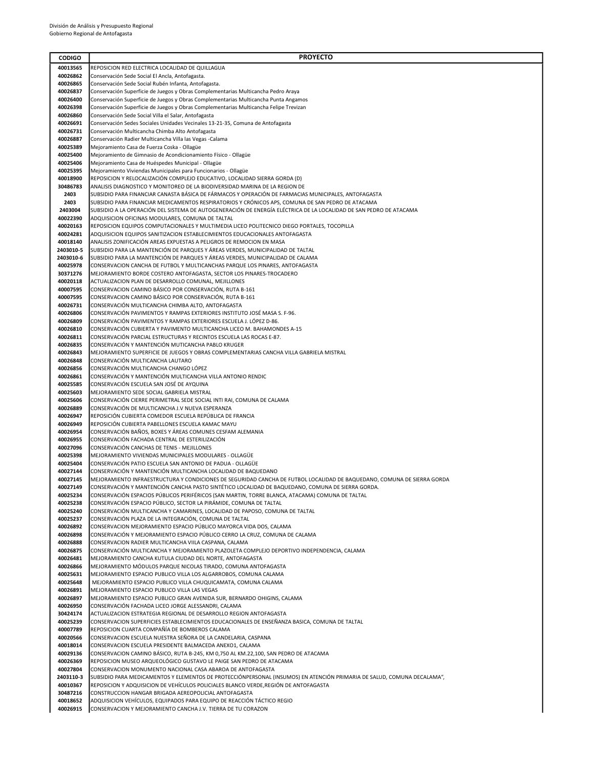División de Análisis y Presupuesto Regional
Gobierno Regional de Antofagasta

| CODIGO | PROYECTO |
|---|---|
| 40013565 | REPOSICION RED ELECTRICA LOCALIDAD DE QUILLAGUA |
| 40026862 | Conservación Sede Social El Ancla, Antofagasta. |
| 40026865 | Conservación Sede Social Rubén Infanta, Antofagasta. |
| 40026837 | Conservación Superficie de Juegos y Obras Complementarias Multicancha Pedro Araya |
| 40026400 | Conservación Superficie de Juegos y Obras Complementarias Multicancha Punta Angamos |
| 40026398 | Conservación Superficie de Juegos y Obras Complementarias Multicancha Felipe Trevizan |
| 40026860 | Conservación Sede Social Villa el Salar, Antofagasta |
| 40026691 | Conservación Sedes Sociales Unidades Vecinales 13-21-35, Comuna de Antofagasta |
| 40026731 | Conservación Multicancha Chimba Alto Antofagasta |
| 40026887 | Conservación Radier Multicancha Villa las Vegas -Calama |
| 40025389 | Mejoramiento Casa de Fuerza Coska - Ollagüe |
| 40025400 | Mejoramiento de Gimnasio de Acondicionamiento Físico - Ollagüe |
| 40025406 | Mejoramiento Casa de Huéspedes Municipal - Ollagüe |
| 40025395 | Mejoramiento Viviendas Municipales para Funcionarios - Ollagüe |
| 40018900 | REPOSICION Y RELOCALIZACIÓN COMPLEJO EDUCATIVO, LOCALIDAD SIERRA GORDA (D) |
| 30486783 | ANALISIS DIAGNOSTICO Y MONITOREO DE LA BIODIVERSIDAD MARINA DE LA REGION DE |
| 2403 | SUBSIDIO PARA FINANCIAR CANASTA BÁSICA DE FÁRMACOS Y OPERACIÓN DE FARMACIAS MUNICIPALES, ANTOFAGASTA |
| 2403 | SUBSIDIO PARA FINANCIAR MEDICAMENTOS RESPIRATORIOS Y CRÓNICOS APS, COMUNA DE SAN PEDRO DE ATACAMA |
| 2403004 | SUBSIDIO A LA OPERACIÓN DEL SISTEMA DE AUTOGENERACIÓN DE ENERGÍA ELÉCTRICA DE LA LOCALIDAD DE SAN PEDRO DE ATACAMA |
| 40022390 | ADQUISICION OFICINAS MODULARES, COMUNA DE TALTAL |
| 40020163 | REPOSICION EQUIPOS COMPUTACIONALES Y MULTIMEDIA LICEO POLITECNICO DIEGO PORTALES, TOCOPILLA |
| 40024281 | ADQUISICION EQUIPOS SANITIZACION ESTABLECIMIENTOS EDUCACIONALES ANTOFAGASTA |
| 40018140 | ANALISIS ZONIFICACIÓN AREAS EXPUESTAS A PELIGROS DE REMOCION EN MASA |
| 2403010-5 | SUBSIDIO PARA LA MANTENCIÓN DE PARQUES Y ÁREAS VERDES, MUNICIPALIDAD DE TALTAL |
| 2403010-6 | SUBSIDIO PARA LA MANTENCIÓN DE PARQUES Y ÁREAS VERDES, MUNICIPALIDAD DE CALAMA |
| 40025978 | CONSERVACION CANCHA DE FUTBOL Y MULTICANCHAS PARQUE LOS PINARES, ANTOFAGASTA |
| 30371276 | MEJORAMIENTO BORDE COSTERO ANTOFAGASTA, SECTOR LOS PINARES-TROCADERO |
| 40020118 | ACTUALIZACION PLAN DE DESARROLLO COMUNAL, MEJILLONES |
| 40007595 | CONSERVACION CAMINO BÁSICO POR CONSERVACIÓN, RUTA B-161 |
| 40007595 | CONSERVACION CAMINO BÁSICO POR CONSERVACIÓN, RUTA B-161 |
| 40026731 | CONSERVACIÓN MULTICANCHA CHIMBA ALTO, ANTOFAGASTA |
| 40026806 | CONSERVACIÓN PAVIMENTOS Y RAMPAS EXTERIORES INSTITUTO JOSÉ MASA S. F-96. |
| 40026809 | CONSERVACIÓN PAVIMENTOS Y RAMPAS EXTERIORES ESCUELA J. LÓPEZ D-86. |
| 40026810 | CONSERVACIÓN CUBIERTA Y PAVIMENTO MULTICANCHA LICEO M. BAHAMONDES A-15 |
| 40026811 | CONSERVACIÓN PARCIAL ESTRUCTURAS Y RECINTOS ESCUELA LAS ROCAS E-87. |
| 40026835 | CONSERVACIÓN Y MANTENCIÓN MUTICANCHA PABLO KRUGER |
| 40026843 | MEJORAMIENTO SUPERFICIE DE JUEGOS Y OBRAS COMPLEMENTARIAS CANCHA VILLA GABRIELA MISTRAL |
| 40026848 | CONSERVACIÓN MULTICANCHA LAUTARO |
| 40026856 | CONSERVACIÓN MULTICANCHA CHANGO LÓPEZ |
| 40026861 | CONSERVACIÓN Y MANTENCIÓN MULTICANCHA VILLA ANTONIO RENDIC |
| 40025585 | CONSERVACIÓN ESCUELA SAN JOSÉ DE AYQUINA |
| 40025603 | MEJORAMIENTO SEDE SOCIAL GABRIELA MISTRAL |
| 40025606 | CONSERVACIÓN CIERRE PERIMETRAL SEDE SOCIAL INTI RAI, COMUNA DE CALAMA |
| 40026889 | CONSERVACIÓN DE MULTICANCHA J.V NUEVA ESPERANZA |
| 40026947 | REPOSICIÓN CUBIERTA COMEDOR ESCUELA REPÚBLICA DE FRANCIA |
| 40026949 | REPOSICIÓN CUBIERTA PABELLONES ESCUELA KAMAC MAYU |
| 40026954 | CONSERVACIÓN BAÑOS, BOXES Y ÁREAS COMUNES CESFAM ALEMANIA |
| 40026955 | CONSERVACIÓN FACHADA CENTRAL DE ESTERILIZACIÓN |
| 40027096 | CONSERVACIÓN CANCHAS DE TENIS - MEJILLONES |
| 40025398 | MEJORAMIENTO VIVIENDAS MUNICIPALES MODULARES - OLLAGÜE |
| 40025404 | CONSERVACIÓN PATIO ESCUELA SAN ANTONIO DE PADUA - OLLAGÜE |
| 40027144 | CONSERVACIÓN Y MANTENCIÓN MULTICANCHA LOCALIDAD DE BAQUEDANO |
| 40027145 | MEJORAMIENTO INFRAESTRUCTURA Y CONDICIONES DE SEGURIDAD CANCHA DE FUTBOL LOCALIDAD DE BAQUEDANO, COMUNA DE SIERRA GORDA |
| 40027149 | CONSERVACIÓN Y MANTENCIÓN CANCHA PASTO SINTÉTICO LOCALIDAD DE BAQUEDANO, COMUNA DE SIERRA GORDA. |
| 40025234 | CONSERVACIÓN ESPACIOS PÚBLICOS PERIFÉRICOS (SAN MARTIN, TORRE BLANCA, ATACAMA) COMUNA DE TALTAL |
| 40025238 | CONSERVACIÓN ESPACIO PÚBLICO, SECTOR LA PIRÁMIDE, COMUNA DE TALTAL |
| 40025240 | CONSERVACIÓN MULTICANCHA Y CAMARINES, LOCALIDAD DE PAPOSO, COMUNA DE TALTAL |
| 40025237 | CONSERVACIÓN PLAZA DE LA INTEGRACIÓN, COMUNA DE TALTAL |
| 40026892 | CONSERVACION MEJORAMIENTO ESPACIO PÚBLICO MAYORCA VIDA DOS, CALAMA |
| 40026898 | CONSERVACIÓN Y MEJORAMIENTO ESPACIO PÚBLICO CERRO LA CRUZ, COMUNA DE CALAMA |
| 40026888 | CONSERVACION RADIER MULTICANCHA VIILA CASPANA, CALAMA |
| 40026875 | CONSERVACIÓN MULTICANCHA Y MEJORAMIENTO PLAZOLETA COMPLEJO DEPORTIVO INDEPENDENCIA, CALAMA |
| 40026481 | MEJORAMIENTO CANCHA KUTULA CIUDAD DEL NORTE, ANTOFAGASTA |
| 40026866 | MEJORAMIENTO MÓDULOS PARQUE NICOLAS TIRADO, COMUNA ANTOFAGASTA |
| 40025631 | MEJORAMIENTO ESPACIO PUBLICO VILLA LOS ALGARROBOS, COMUNA CALAMA |
| 40025648 | MEJORAMIENTO ESPACIO PUBLICO VILLA CHUQUICAMATA, COMUNA CALAMA |
| 40026891 | MEJORAMIENTO ESPACIO PUBLICO VILLA LAS VEGAS |
| 40026897 | MEJORAMIENTO ESPACIO PUBLICO GRAN AVENIDA SUR, BERNARDO OHIGINS, CALAMA |
| 40026950 | CONSERVACIÓN FACHADA LICEO JORGE ALESSANDRI, CALAMA |
| 30424174 | ACTUALIZACION ESTRATEGIA REGIONAL DE DESARROLLO REGION ANTOFAGASTA |
| 40025239 | CONSERVACION SUPERFICIES ESTABLECIMIENTOS EDUCACIONALES DE ENSEÑANZA BASICA, COMUNA DE TALTAL |
| 40007789 | REPOSICION CUARTA COMPAÑÍA DE BOMBEROS CALAMA |
| 40020566 | CONSERVACION ESCUELA NUESTRA SEÑORA DE LA CANDELARIA, CASPANA |
| 40018014 | CONSERVACION ESCUELA PRESIDENTE BALMACEDA ANEXO1, CALAMA |
| 40029136 | CONSERVACION CAMINO BÁSICO, RUTA B-245, KM 0,750 AL KM.22,100, SAN PEDRO DE ATACAMA |
| 40026369 | REPOSICION MUSEO ARQUEOLÓGICO GUSTAVO LE PAIGE SAN PEDRO DE ATACAMA |
| 40027804 | CONSERVACION MONUMENTO NACIONAL CASA ABAROA DE ANTOFAGASTA |
| 2403110-3 | SUBSIDIO PARA MEDICAMENTOS Y ELEMENTOS DE PROTECCIÓNPERSONAL (INSUMOS) EN ATENCIÓN PRIMARIA DE SALUD, COMUNA DECALAMA" |
| 40010367 | REPOSICION Y ADQUISICION DE VEHÍCULOS POLICIALES BLANCO VERDE,REGIÓN DE ANTOFAGASTA |
| 30487216 | CONSTRUCCION HANGAR BRIGADA AEREOPOLICIAL ANTOFAGASTA |
| 40018652 | ADQUISICION VEHÍCULOS, EQUIPADOS PARA EQUIPO DE REACCIÓN TÁCTICO REGIO |
| 40026915 | CONSERVACION Y MEJORAMIENTO CANCHA J.V. TIERRA DE TU CORAZON |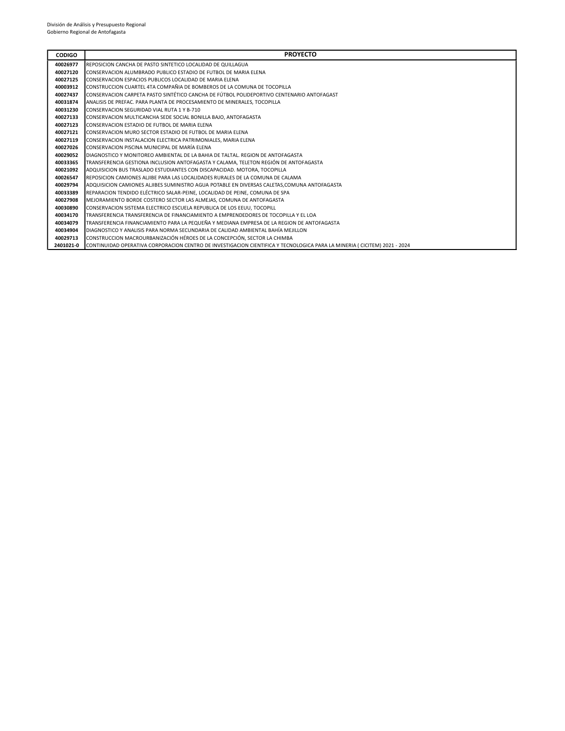División de Análisis y Presupuesto Regional
Gobierno Regional de Antofagasta

| CODIGO | PROYECTO |
|---|---|
| 40026977 | REPOSICION CANCHA DE PASTO SINTETICO LOCALIDAD DE QUILLAGUA |
| 40027120 | CONSERVACION ALUMBRADO PUBLICO ESTADIO DE FUTBOL DE MARIA ELENA |
| 40027125 | CONSERVACION ESPACIOS PUBLICOS LOCALIDAD DE MARIA ELENA |
| 40003912 | CONSTRUCCION CUARTEL 4TA COMPAÑIA DE BOMBEROS DE LA COMUNA DE TOCOPILLA |
| 40027437 | CONSERVACION CARPETA PASTO SINTÉTICO CANCHA DE FÚTBOL POLIDEPORTIVO CENTENARIO ANTOFAGAST |
| 40031874 | ANALISIS DE PREFAC. PARA PLANTA DE PROCESAMIENTO DE MINERALES, TOCOPILLA |
| 40031230 | CONSERVACION SEGURIDAD VIAL RUTA 1 Y B-710 |
| 40027133 | CONSERVACION MULTICANCHA SEDE SOCIAL BONILLA BAJO, ANTOFAGASTA |
| 40027123 | CONSERVACION ESTADIO DE FUTBOL DE MARIA ELENA |
| 40027121 | CONSERVACION MURO SECTOR ESTADIO DE FUTBOL DE MARIA ELENA |
| 40027119 | CONSERVACION INSTALACION ELECTRICA PATRIMONIALES, MARIA ELENA |
| 40027026 | CONSERVACION PISCINA MUNICIPAL DE MARÍA ELENA |
| 40029052 | DIAGNOSTICO Y MONITOREO AMBIENTAL DE LA BAHIA DE TALTAL. REGION DE ANTOFAGASTA |
| 40033365 | TRANSFERENCIA GESTIONA INCLUSION ANTOFAGASTA Y CALAMA, TELETON REGIÓN DE ANTOFAGASTA |
| 40021092 | ADQUISICION BUS TRASLADO ESTUDIANTES CON DISCAPACIDAD. MOTORA, TOCOPILLA |
| 40026547 | REPOSICION CAMIONES ALJIBE PARA LAS LOCALIDADES RURALES DE LA COMUNA DE CALAMA |
| 40029794 | ADQUISICION CAMIONES ALJIBES SUMINISTRO AGUA POTABLE EN DIVERSAS CALETAS,COMUNA ANTOFAGASTA |
| 40033389 | REPARACION TENDIDO ELÉCTRICO SALAR-PEINE, LOCALIDAD DE PEINE, COMUNA DE SPA |
| 40027908 | MEJORAMIENTO BORDE COSTERO SECTOR LAS ALMEJAS, COMUNA DE ANTOFAGASTA |
| 40030890 | CONSERVACION SISTEMA ELECTRICO ESCUELA REPUBLICA DE LOS EEUU, TOCOPILL |
| 40034170 | TRANSFERENCIA TRANSFERENCIA DE FINANCIAMIENTO A EMPRENDEDORES DE TOCOPILLA Y EL LOA |
| 40034079 | TRANSFERENCIA FINANCIAMIENTO PARA LA PEQUEÑA Y MEDIANA EMPRESA DE LA REGION DE ANTOFAGASTA |
| 40034904 | DIAGNOSTICO Y ANALISIS PARA NORMA SECUNDARIA DE CALIDAD AMBIENTAL BAHÍA MEJILLON |
| 40029713 | CONSTRUCCION MACROURBANIZACIÓN HÉROES DE LA CONCEPCIÓN, SECTOR LA CHIMBA |
| 2401021-0 | CONTINUIDAD OPERATIVA CORPORACION CENTRO DE INVESTIGACION CIENTIFICA Y TECNOLOGICA PARA LA MINERIA ( CICITEM) 2021 - 2024 |